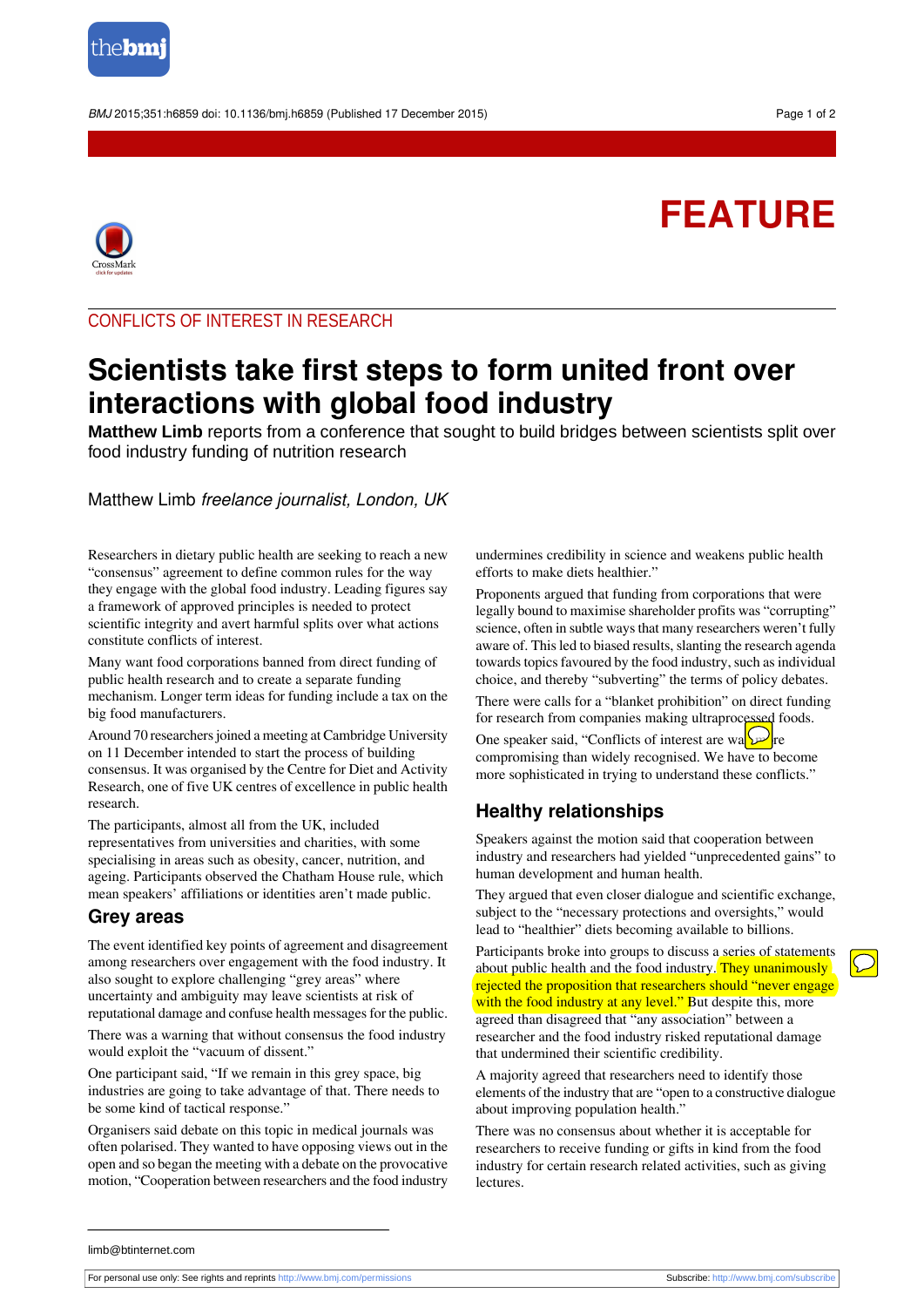# FEATURE

CONFLICTS OF INTEREST IN RESEARCH

# Scientists take first steps to form united front over interactions with global food industry

**Matthew Limb** reports from a conference that sought to build bridges between scientists split over food industry funding of nutrition research

Matthew Limb *freelance journalist, London, UK*

Researchers in dietary public health are seeking to reach a new "consensus" agreement to define common rules for the way they engage with the global food industry. Leading figures say a framework of approved principles is needed to protect scientific integrity and avert harmful splits over what actions constitute conflicts of interest.

Many want food corporations banned from direct funding of public health research and to create a separate funding mechanism. Longer term ideas for funding include a tax on the big food manufacturers.

Around 70 researchers joined a meeting at Cambridge University on 11 December intended to start the process of building consensus. It was organised by the Centre for Diet and Activity Research, one of five UK centres of excellence in public health research.

The participants, almost all from the UK, included representatives from universities and charities, with some specialising in areas such as obesity, cancer, nutrition, and ageing. Participants observed the Chatham House rule, which mean speakers' affiliations or identities aren't made public.

## Grey areas

The event identified key points of agreement and disagreement among researchers over engagement with the food industry. It also sought to explore challenging "grey areas" where uncertainty and ambiguity may leave scientists at risk of reputational damage and confuse health messages for the public.

There was a warning that without consensus the food industry would exploit the "vacuum of dissent."

One participant said, "If we remain in this grey space, big industries are going to take advantage of that. There needs to be some kind of tactical response."

Organisers said debate on this topic in medical journals was often polarised. They wanted to have opposing views out in the open and so began the meeting with a debate on the provocative motion, "Cooperation between researchers and the food industry undermines credibility in science and weakens public health efforts to make diets healthier."

Proponents argued that funding from corporations that were legally bound to maximise shareholder profits was "corrupting" science, often in subtle ways that many researchers weren't fully aware of. This led to biased results, slanting the research agenda towards topics favoured by the food industry, such as individual choice, and thereby "subverting" the terms of policy debates.

There were calls for a "blanket prohibition" on direct funding for research from companies making ultraprocessed foods.

One speaker said, "Conflicts of interest are way more compromising than widely recognised. We have to become more sophisticated in trying to understand these conflicts."

## Healthy relationships

Speakers against the motion said that cooperation between industry and researchers had yielded "unprecedented gains" to human development and human health.

They argued that even closer dialogue and scientific exchange, subject to the "necessary protections and oversights," would lead to "healthier" diets becoming available to billions.

Participants broke into groups to discuss a series of statements about public health and the food industry. They unanimously rejected the proposition that researchers should "never engage with the food industry at any level." But despite this, more agreed than disagreed that "any association" between a researcher and the food industry risked reputational damage that undermined their scientific credibility.

A majority agreed that researchers need to identify those elements of the industry that are "open to a constructive dialogue about improving population health."

There was no consensus about whether it is acceptable for researchers to receive funding or gifts in kind from the food industry for certain research related activities, such as giving lectures.

limb@btinternet.com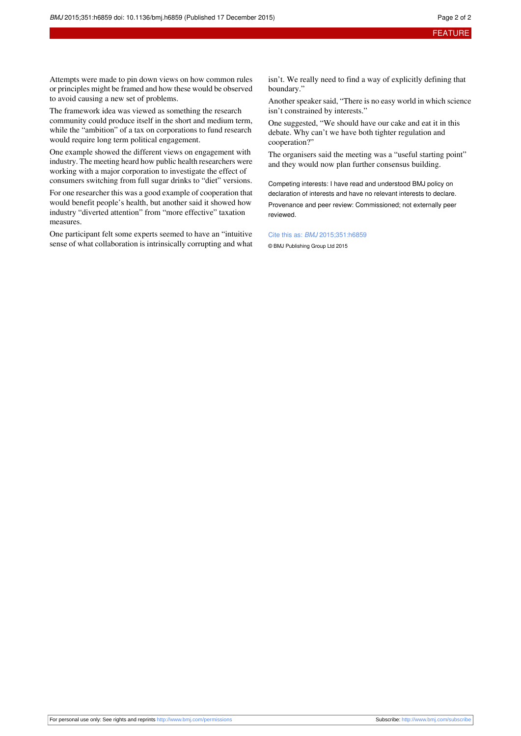Attempts were made to pin down views on how common rules or principles might be framed and how these would be observed to avoid causing a new set of problems.

The framework idea was viewed as something the research community could produce itself in the short and medium term, while the "ambition" of a tax on corporations to fund research would require long term political engagement.

One example showed the different views on engagement with industry. The meeting heard how public health researchers were working with a major corporation to investigate the effect of consumers switching from full sugar drinks to "diet" versions.

For one researcher this was a good example of cooperation that would benefit people's health, but another said it showed how industry "diverted attention" from "more effective" taxation measures.

One participant felt some experts seemed to have an "intuitive sense of what collaboration is intrinsically corrupting and what isn't. We really need to find a way of explicitly defining that boundary."

Another speaker said, "There is no easy world in which science isn't constrained by interests."

One suggested, "We should have our cake and eat it in this debate. Why can't we have both tighter regulation and cooperation?"

The organisers said the meeting was a "useful starting point" and they would now plan further consensus building.

Competing interests: I have read and understood BMJ policy on declaration of interests and have no relevant interests to declare.

Provenance and peer review: Commissioned; not externally peer reviewed.

Cite this as: *BMJ* 2015;351:h6859

© BMJ Publishing Group Ltd 2015